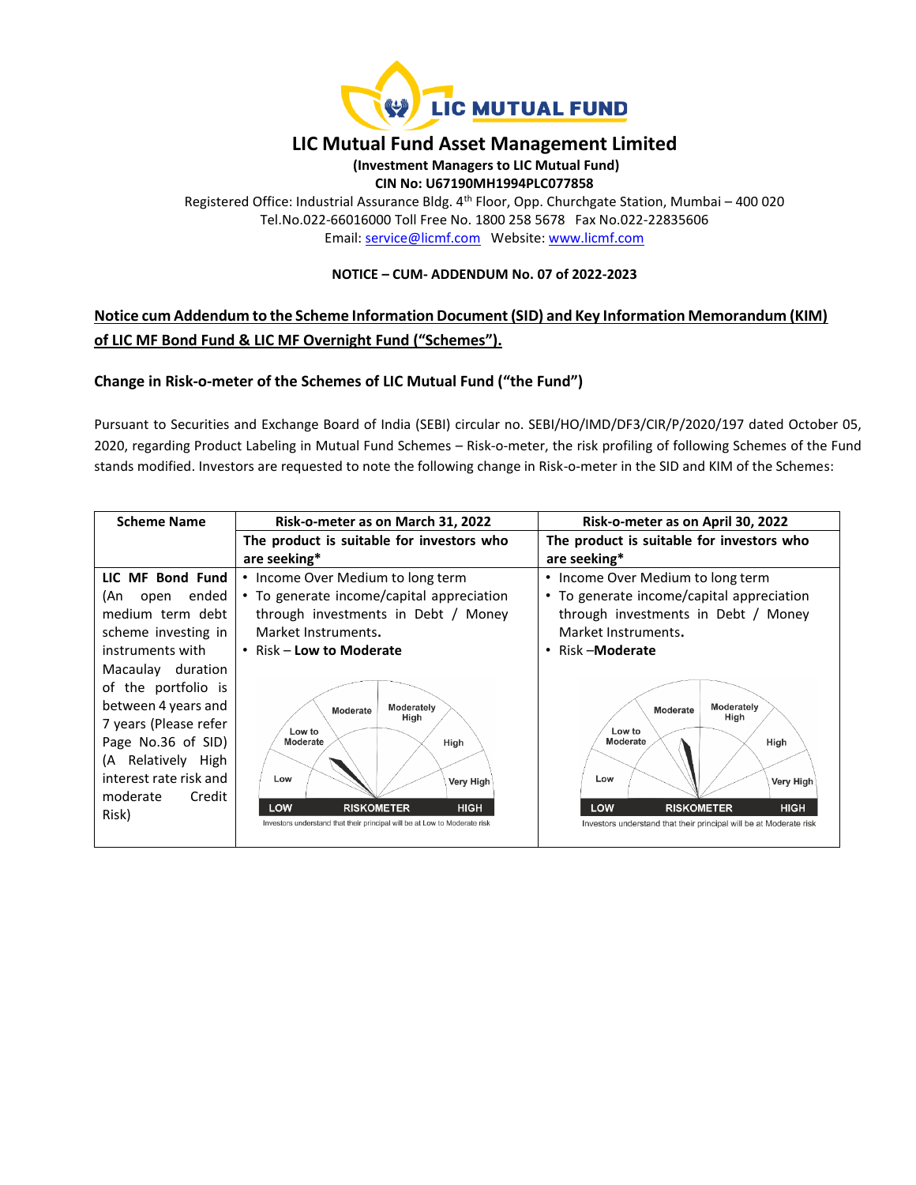# LIC Mutual Fund Asset Management Limited

**(Investment Managers to LIC Mutual Fund)**
**CIN No: U67190MH1994PLC077858**

Registered Office: Industrial Assurance Bldg. 4th Floor, Opp. Churchgate Station, Mumbai – 400 020
Tel.No.022-66016000 Toll Free No. 1800 258 5678 Fax No.022-22835606
Email: service@licmf.com Website: www.licmf.com

**NOTICE – CUM- ADDENDUM No. 07 of 2022-2023**

## Notice cum Addendum to the Scheme Information Document (SID) and Key Information Memorandum (KIM) of LIC MF Bond Fund & LIC MF Overnight Fund ("Schemes").

### Change in Risk-o-meter of the Schemes of LIC Mutual Fund ("the Fund")

Pursuant to Securities and Exchange Board of India (SEBI) circular no. SEBI/HO/IMD/DF3/CIR/P/2020/197 dated October 05, 2020, regarding Product Labeling in Mutual Fund Schemes – Risk-o-meter, the risk profiling of following Schemes of the Fund stands modified. Investors are requested to note the following change in Risk-o-meter in the SID and KIM of the Schemes:

| Scheme Name | Risk-o-meter as on March 31, 2022 | Risk-o-meter as on April 30, 2022 |
|---|---|---|
| | **The product is suitable for investors who are seeking*** | **The product is suitable for investors who are seeking*** |
| **LIC MF Bond Fund** (An open ended medium term debt scheme investing in instruments with Macaulay duration of the portfolio is between 4 years and 7 years (Please refer Page No.36 of SID) (A Relatively High interest rate risk and moderate Credit Risk) | • Income Over Medium to long term<br>• To generate income/capital appreciation through investments in Debt / Money Market Instruments.<br>• Risk – **Low to Moderate**<br><br>RISKOMETER: Investors understand that their principal will be at Low to Moderate risk | • Income Over Medium to long term<br>• To generate income/capital appreciation through investments in Debt / Money Market Instruments.<br>• Risk –**Moderate**<br><br>RISKOMETER: Investors understand that their principal will be at Moderate risk |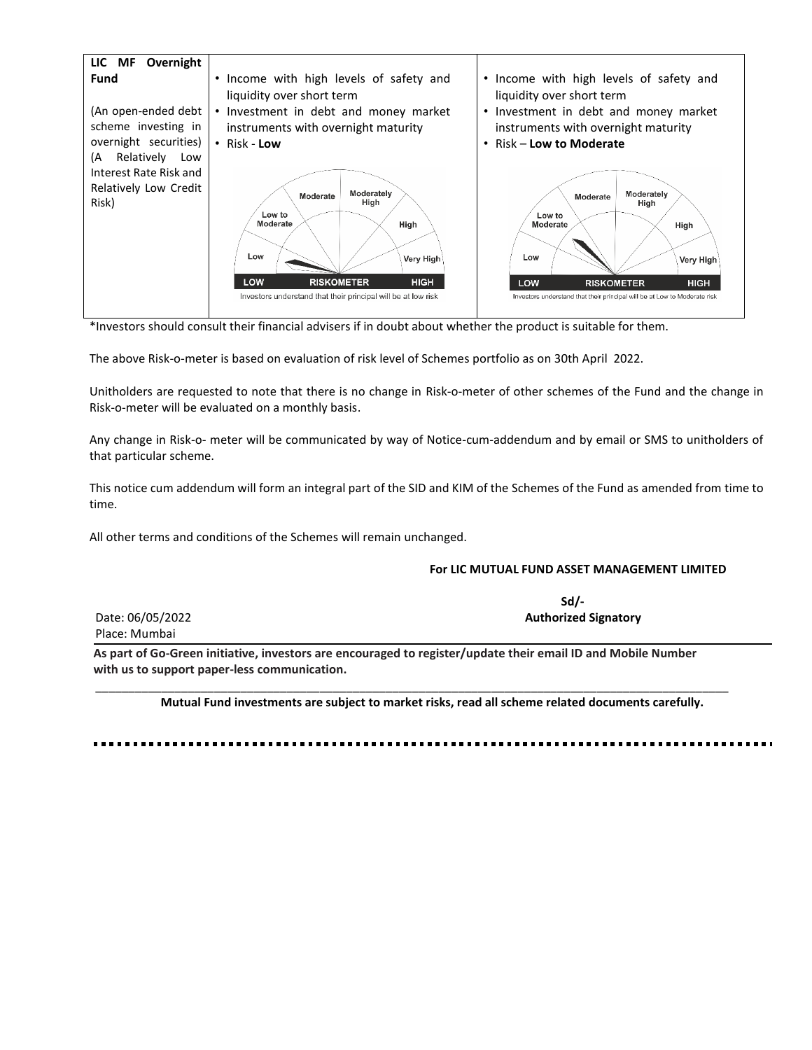| | | |
|---|---|---|
| **LIC MF Overnight Fund**<br><br>(An open-ended debt scheme investing in overnight securities) (A Relatively Low Interest Rate Risk and Relatively Low Credit Risk) | • Income with high levels of safety and liquidity over short term<br>• Investment in debt and money market instruments with overnight maturity<br>• Risk - **Low**<br><br>Moderate, Moderately High, Low to Moderate, High, Low, Very High<br>LOW RISKOMETER HIGH<br>Investors understand that their principal will be at low risk | • Income with high levels of safety and liquidity over short term<br>• Investment in debt and money market instruments with overnight maturity<br>• Risk – **Low to Moderate**<br><br>Moderate, Moderately High, Low to Moderate, High, Low, Very High<br>LOW RISKOMETER HIGH<br>Investors understand that their principal will be at Low to Moderate risk |

*Investors should consult their financial advisers if in doubt about whether the product is suitable for them.

The above Risk-o-meter is based on evaluation of risk level of Schemes portfolio as on 30th April 2022.

Unitholders are requested to note that there is no change in Risk-o-meter of other schemes of the Fund and the change in Risk-o-meter will be evaluated on a monthly basis.

Any change in Risk-o- meter will be communicated by way of Notice-cum-addendum and by email or SMS to unitholders of that particular scheme.

This notice cum addendum will form an integral part of the SID and KIM of the Schemes of the Fund as amended from time to time.

All other terms and conditions of the Schemes will remain unchanged.

**For LIC MUTUAL FUND ASSET MANAGEMENT LIMITED**

**Sd/-**
**Authorized Signatory**

Date: 06/05/2022
Place: Mumbai

**As part of Go-Green initiative, investors are encouraged to register/update their email ID and Mobile Number with us to support paper-less communication.**

**Mutual Fund investments are subject to market risks, read all scheme related documents carefully.**